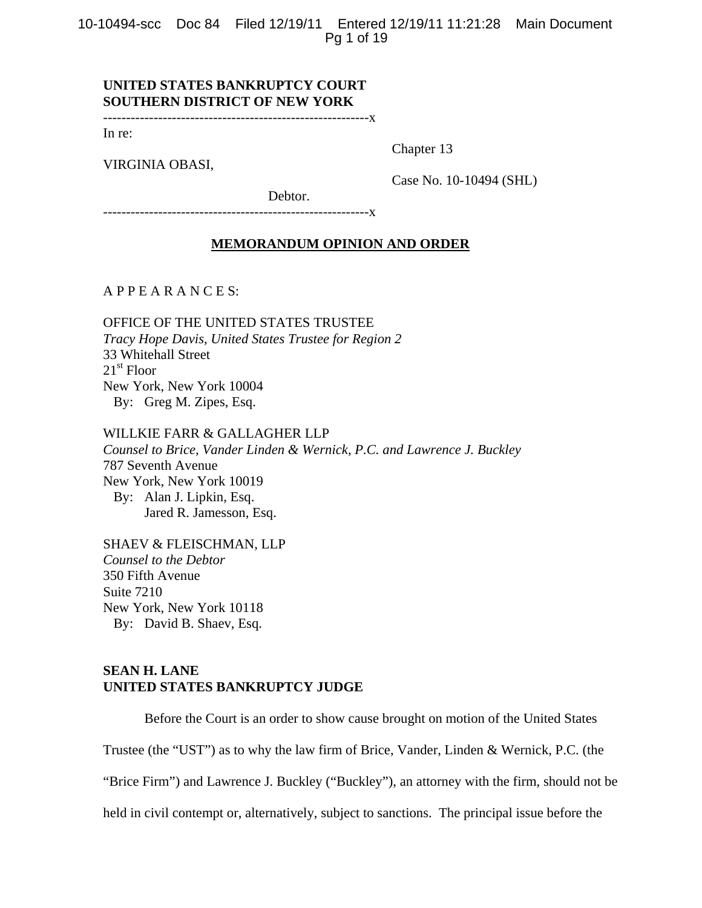**UNITED STATES BANKRUPTCY COURT**
**SOUTHERN DISTRICT OF NEW YORK**

---------------------------------------------------------x

In re:

VIRGINIA OBASI,

Debtor.

Chapter 13

Case No. 10-10494 (SHL)

---------------------------------------------------------x

**MEMORANDUM OPINION AND ORDER**

A P P E A R A N C E S:

OFFICE OF THE UNITED STATES TRUSTEE
*Tracy Hope Davis, United States Trustee for Region 2*
33 Whitehall Street
21st Floor
New York, New York 10004
By: Greg M. Zipes, Esq.

WILLKIE FARR & GALLAGHER LLP
*Counsel to Brice, Vander Linden & Wernick, P.C. and Lawrence J. Buckley*
787 Seventh Avenue
New York, New York 10019
By: Alan J. Lipkin, Esq.
Jared R. Jamesson, Esq.

SHAEV & FLEISCHMAN, LLP
*Counsel to the Debtor*
350 Fifth Avenue
Suite 7210
New York, New York 10118
By: David B. Shaev, Esq.

**SEAN H. LANE**
**UNITED STATES BANKRUPTCY JUDGE**

Before the Court is an order to show cause brought on motion of the United States Trustee (the "UST") as to why the law firm of Brice, Vander, Linden & Wernick, P.C. (the "Brice Firm") and Lawrence J. Buckley ("Buckley"), an attorney with the firm, should not be held in civil contempt or, alternatively, subject to sanctions. The principal issue before the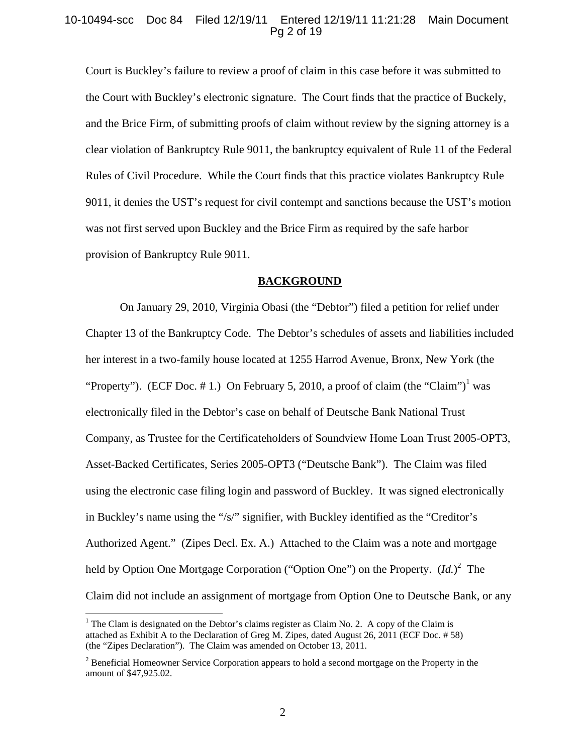Court is Buckley's failure to review a proof of claim in this case before it was submitted to the Court with Buckley's electronic signature. The Court finds that the practice of Buckely, and the Brice Firm, of submitting proofs of claim without review by the signing attorney is a clear violation of Bankruptcy Rule 9011, the bankruptcy equivalent of Rule 11 of the Federal Rules of Civil Procedure. While the Court finds that this practice violates Bankruptcy Rule 9011, it denies the UST's request for civil contempt and sanctions because the UST's motion was not first served upon Buckley and the Brice Firm as required by the safe harbor provision of Bankruptcy Rule 9011.

## BACKGROUND

On January 29, 2010, Virginia Obasi (the "Debtor") filed a petition for relief under Chapter 13 of the Bankruptcy Code. The Debtor's schedules of assets and liabilities included her interest in a two-family house located at 1255 Harrod Avenue, Bronx, New York (the "Property"). (ECF Doc. # 1.) On February 5, 2010, a proof of claim (the "Claim")[1] was electronically filed in the Debtor's case on behalf of Deutsche Bank National Trust Company, as Trustee for the Certificateholders of Soundview Home Loan Trust 2005-OPT3, Asset-Backed Certificates, Series 2005-OPT3 ("Deutsche Bank"). The Claim was filed using the electronic case filing login and password of Buckley. It was signed electronically in Buckley's name using the "/s/" signifier, with Buckley identified as the "Creditor's Authorized Agent." (Zipes Decl. Ex. A.) Attached to the Claim was a note and mortgage held by Option One Mortgage Corporation ("Option One") on the Property. (*Id.*)[2] The Claim did not include an assignment of mortgage from Option One to Deutsche Bank, or any

---

[1] The Clam is designated on the Debtor's claims register as Claim No. 2. A copy of the Claim is attached as Exhibit A to the Declaration of Greg M. Zipes, dated August 26, 2011 (ECF Doc. # 58) (the "Zipes Declaration"). The Claim was amended on October 13, 2011.

[2] Beneficial Homeowner Service Corporation appears to hold a second mortgage on the Property in the amount of $47,925.02.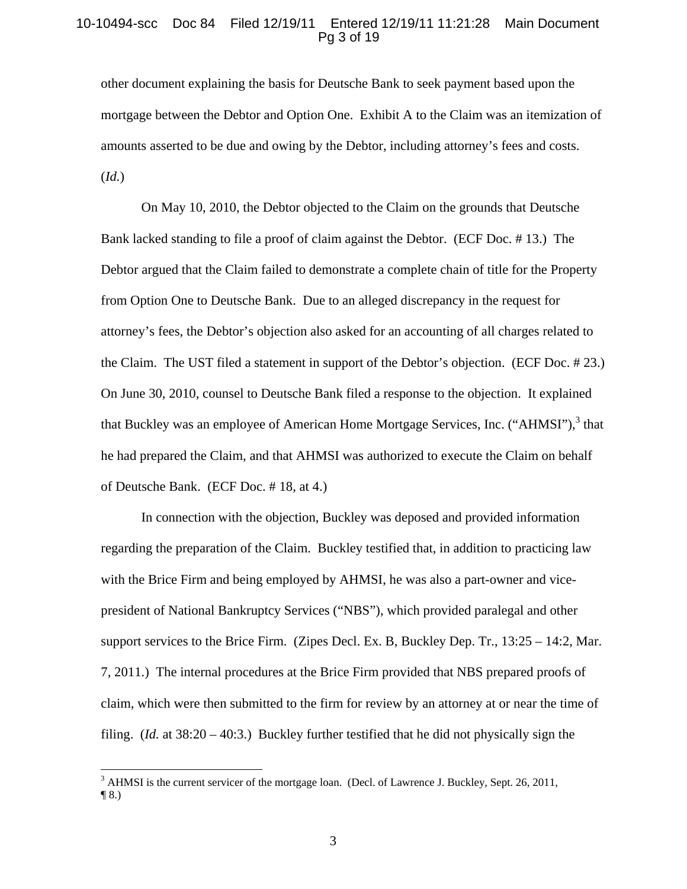other document explaining the basis for Deutsche Bank to seek payment based upon the mortgage between the Debtor and Option One. Exhibit A to the Claim was an itemization of amounts asserted to be due and owing by the Debtor, including attorney's fees and costs. (*Id.*)

On May 10, 2010, the Debtor objected to the Claim on the grounds that Deutsche Bank lacked standing to file a proof of claim against the Debtor. (ECF Doc. # 13.) The Debtor argued that the Claim failed to demonstrate a complete chain of title for the Property from Option One to Deutsche Bank. Due to an alleged discrepancy in the request for attorney's fees, the Debtor's objection also asked for an accounting of all charges related to the Claim. The UST filed a statement in support of the Debtor's objection. (ECF Doc. # 23.) On June 30, 2010, counsel to Deutsche Bank filed a response to the objection. It explained that Buckley was an employee of American Home Mortgage Services, Inc. ("AHMSI"),[3] that he had prepared the Claim, and that AHMSI was authorized to execute the Claim on behalf of Deutsche Bank. (ECF Doc. # 18, at 4.)

In connection with the objection, Buckley was deposed and provided information regarding the preparation of the Claim. Buckley testified that, in addition to practicing law with the Brice Firm and being employed by AHMSI, he was also a part-owner and vice-president of National Bankruptcy Services ("NBS"), which provided paralegal and other support services to the Brice Firm. (Zipes Decl. Ex. B, Buckley Dep. Tr., 13:25 – 14:2, Mar. 7, 2011.) The internal procedures at the Brice Firm provided that NBS prepared proofs of claim, which were then submitted to the firm for review by an attorney at or near the time of filing. (*Id.* at 38:20 – 40:3.) Buckley further testified that he did not physically sign the

---

[3] AHMSI is the current servicer of the mortgage loan. (Decl. of Lawrence J. Buckley, Sept. 26, 2011, ¶ 8.)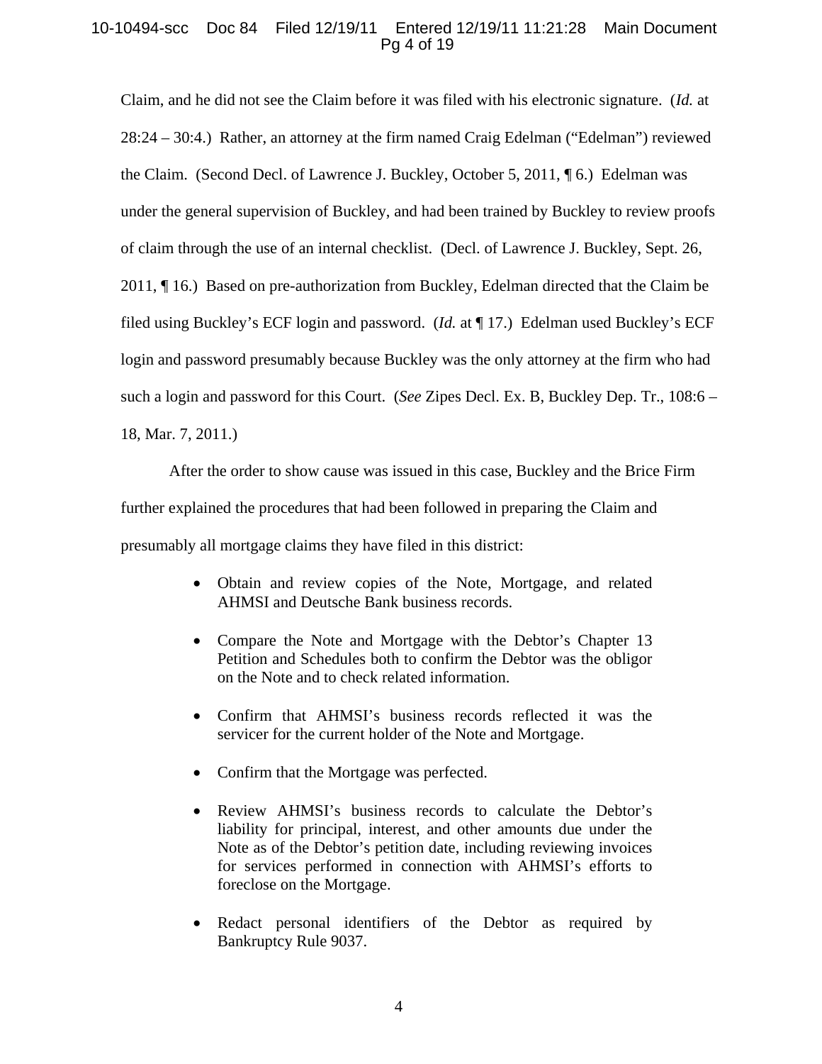Claim, and he did not see the Claim before it was filed with his electronic signature. (*Id.* at 28:24 – 30:4.) Rather, an attorney at the firm named Craig Edelman ("Edelman") reviewed the Claim. (Second Decl. of Lawrence J. Buckley, October 5, 2011, ¶ 6.) Edelman was under the general supervision of Buckley, and had been trained by Buckley to review proofs of claim through the use of an internal checklist. (Decl. of Lawrence J. Buckley, Sept. 26, 2011, ¶ 16.) Based on pre-authorization from Buckley, Edelman directed that the Claim be filed using Buckley's ECF login and password. (*Id.* at ¶ 17.) Edelman used Buckley's ECF login and password presumably because Buckley was the only attorney at the firm who had such a login and password for this Court. (*See* Zipes Decl. Ex. B, Buckley Dep. Tr., 108:6 – 18, Mar. 7, 2011.)

After the order to show cause was issued in this case, Buckley and the Brice Firm further explained the procedures that had been followed in preparing the Claim and presumably all mortgage claims they have filed in this district:

- Obtain and review copies of the Note, Mortgage, and related AHMSI and Deutsche Bank business records.
- Compare the Note and Mortgage with the Debtor's Chapter 13 Petition and Schedules both to confirm the Debtor was the obligor on the Note and to check related information.
- Confirm that AHMSI's business records reflected it was the servicer for the current holder of the Note and Mortgage.
- Confirm that the Mortgage was perfected.
- Review AHMSI's business records to calculate the Debtor's liability for principal, interest, and other amounts due under the Note as of the Debtor's petition date, including reviewing invoices for services performed in connection with AHMSI's efforts to foreclose on the Mortgage.
- Redact personal identifiers of the Debtor as required by Bankruptcy Rule 9037.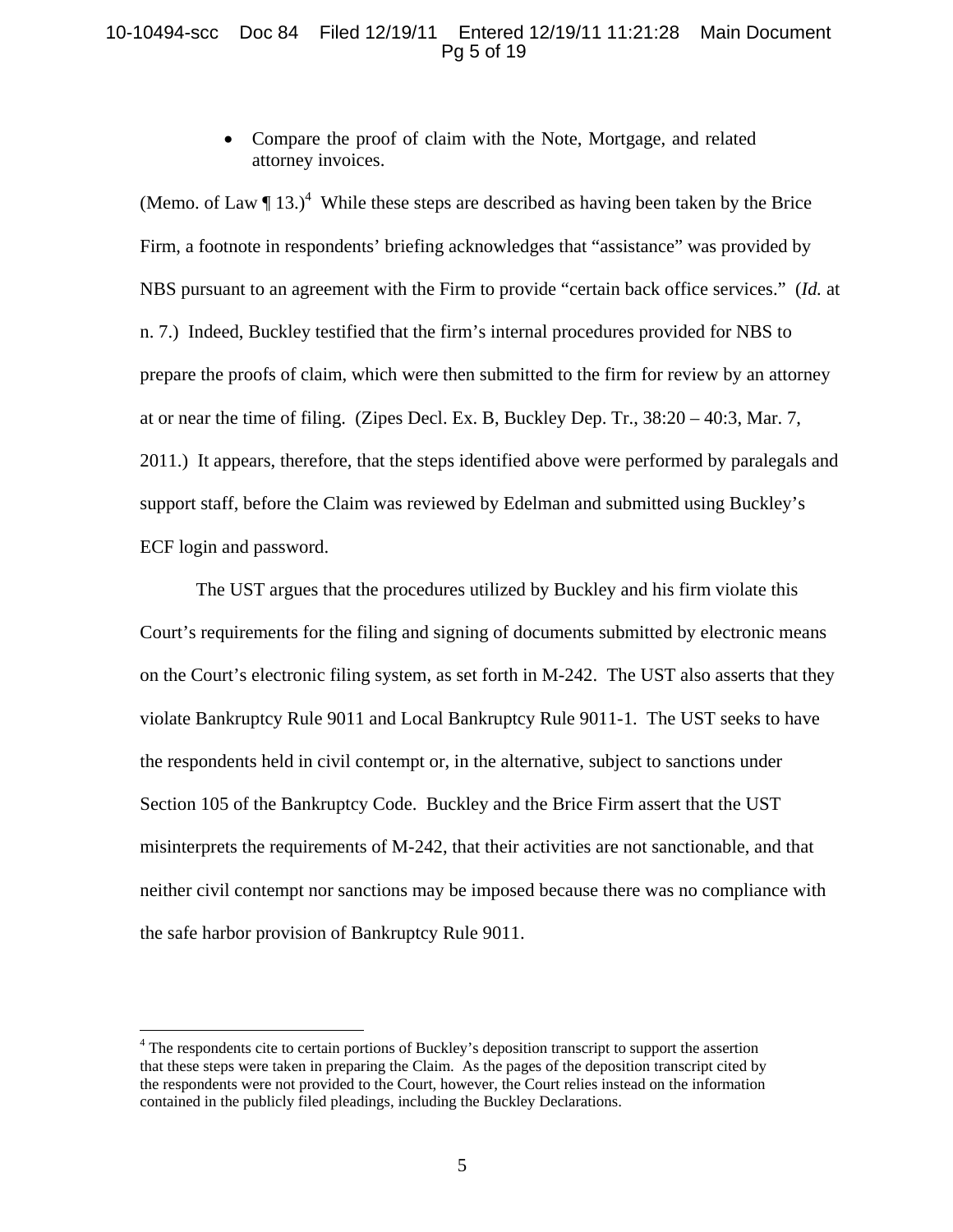- Compare the proof of claim with the Note, Mortgage, and related attorney invoices.

(Memo. of Law ¶ 13.)[4] While these steps are described as having been taken by the Brice Firm, a footnote in respondents' briefing acknowledges that "assistance" was provided by NBS pursuant to an agreement with the Firm to provide "certain back office services." (*Id.* at n. 7.) Indeed, Buckley testified that the firm's internal procedures provided for NBS to prepare the proofs of claim, which were then submitted to the firm for review by an attorney at or near the time of filing. (Zipes Decl. Ex. B, Buckley Dep. Tr., 38:20 – 40:3, Mar. 7, 2011.) It appears, therefore, that the steps identified above were performed by paralegals and support staff, before the Claim was reviewed by Edelman and submitted using Buckley's ECF login and password.

The UST argues that the procedures utilized by Buckley and his firm violate this Court's requirements for the filing and signing of documents submitted by electronic means on the Court's electronic filing system, as set forth in M-242. The UST also asserts that they violate Bankruptcy Rule 9011 and Local Bankruptcy Rule 9011-1. The UST seeks to have the respondents held in civil contempt or, in the alternative, subject to sanctions under Section 105 of the Bankruptcy Code. Buckley and the Brice Firm assert that the UST misinterprets the requirements of M-242, that their activities are not sanctionable, and that neither civil contempt nor sanctions may be imposed because there was no compliance with the safe harbor provision of Bankruptcy Rule 9011.

---

[4] The respondents cite to certain portions of Buckley's deposition transcript to support the assertion that these steps were taken in preparing the Claim. As the pages of the deposition transcript cited by the respondents were not provided to the Court, however, the Court relies instead on the information contained in the publicly filed pleadings, including the Buckley Declarations.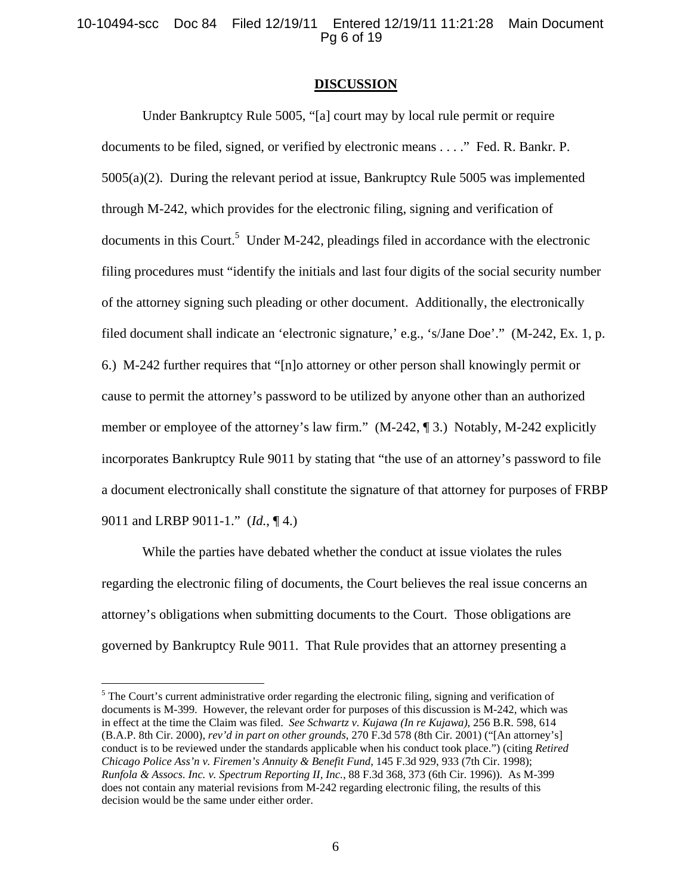## DISCUSSION

Under Bankruptcy Rule 5005, "[a] court may by local rule permit or require documents to be filed, signed, or verified by electronic means . . . ." Fed. R. Bankr. P. 5005(a)(2). During the relevant period at issue, Bankruptcy Rule 5005 was implemented through M-242, which provides for the electronic filing, signing and verification of documents in this Court.[5] Under M-242, pleadings filed in accordance with the electronic filing procedures must "identify the initials and last four digits of the social security number of the attorney signing such pleading or other document. Additionally, the electronically filed document shall indicate an 'electronic signature,' e.g., 's/Jane Doe'." (M-242, Ex. 1, p. 6.) M-242 further requires that "[n]o attorney or other person shall knowingly permit or cause to permit the attorney's password to be utilized by anyone other than an authorized member or employee of the attorney's law firm." (M-242, ¶ 3.) Notably, M-242 explicitly incorporates Bankruptcy Rule 9011 by stating that "the use of an attorney's password to file a document electronically shall constitute the signature of that attorney for purposes of FRBP 9011 and LRBP 9011-1." (*Id.*, ¶ 4.)

While the parties have debated whether the conduct at issue violates the rules regarding the electronic filing of documents, the Court believes the real issue concerns an attorney's obligations when submitting documents to the Court. Those obligations are governed by Bankruptcy Rule 9011. That Rule provides that an attorney presenting a

---

[5] The Court's current administrative order regarding the electronic filing, signing and verification of documents is M-399. However, the relevant order for purposes of this discussion is M-242, which was in effect at the time the Claim was filed. *See Schwartz v. Kujawa (In re Kujawa)*, 256 B.R. 598, 614 (B.A.P. 8th Cir. 2000), *rev'd in part on other grounds*, 270 F.3d 578 (8th Cir. 2001) ("[An attorney's] conduct is to be reviewed under the standards applicable when his conduct took place.") (citing *Retired Chicago Police Ass'n v. Firemen's Annuity & Benefit Fund*, 145 F.3d 929, 933 (7th Cir. 1998); *Runfola & Assocs. Inc. v. Spectrum Reporting II, Inc.*, 88 F.3d 368, 373 (6th Cir. 1996)). As M-399 does not contain any material revisions from M-242 regarding electronic filing, the results of this decision would be the same under either order.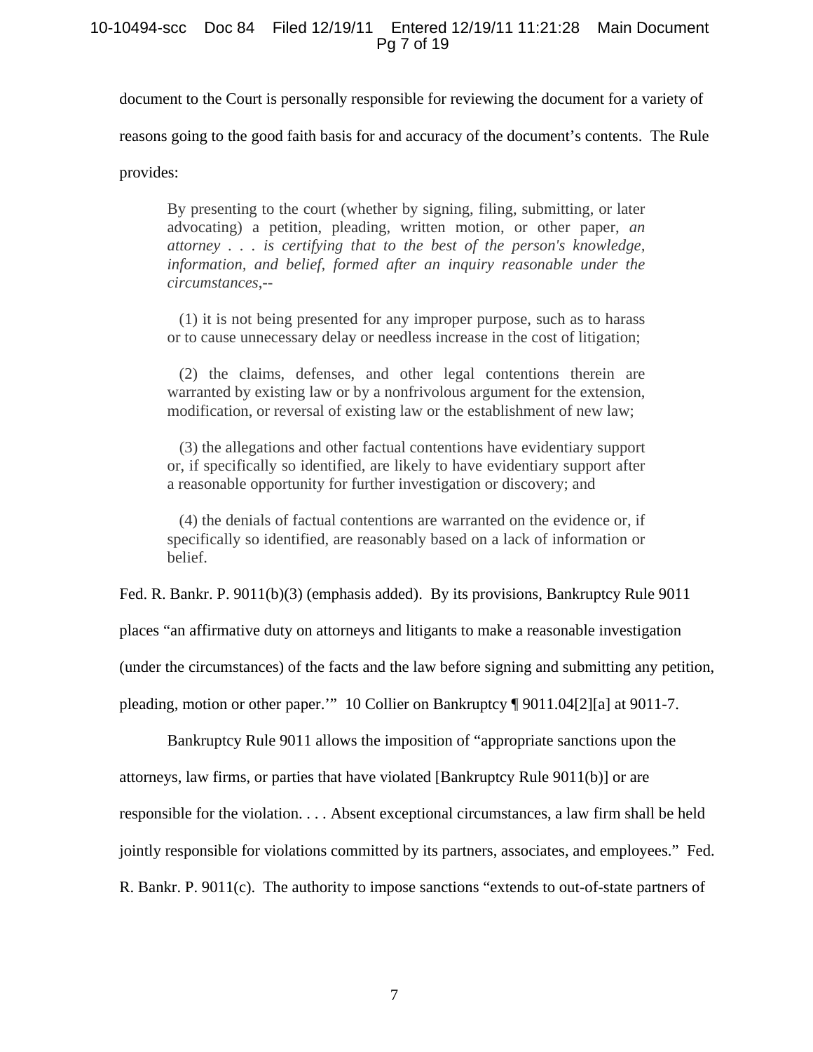document to the Court is personally responsible for reviewing the document for a variety of reasons going to the good faith basis for and accuracy of the document's contents. The Rule provides:

> By presenting to the court (whether by signing, filing, submitting, or later advocating) a petition, pleading, written motion, or other paper, *an attorney . . . is certifying that to the best of the person's knowledge, information, and belief, formed after an inquiry reasonable under the circumstances*,--
>
> (1) it is not being presented for any improper purpose, such as to harass or to cause unnecessary delay or needless increase in the cost of litigation;
>
> (2) the claims, defenses, and other legal contentions therein are warranted by existing law or by a nonfrivolous argument for the extension, modification, or reversal of existing law or the establishment of new law;
>
> (3) the allegations and other factual contentions have evidentiary support or, if specifically so identified, are likely to have evidentiary support after a reasonable opportunity for further investigation or discovery; and
>
> (4) the denials of factual contentions are warranted on the evidence or, if specifically so identified, are reasonably based on a lack of information or belief.

Fed. R. Bankr. P. 9011(b)(3) (emphasis added). By its provisions, Bankruptcy Rule 9011 places "an affirmative duty on attorneys and litigants to make a reasonable investigation (under the circumstances) of the facts and the law before signing and submitting any petition, pleading, motion or other paper.'" 10 Collier on Bankruptcy ¶ 9011.04[2][a] at 9011-7.

Bankruptcy Rule 9011 allows the imposition of "appropriate sanctions upon the attorneys, law firms, or parties that have violated [Bankruptcy Rule 9011(b)] or are responsible for the violation. . . . Absent exceptional circumstances, a law firm shall be held jointly responsible for violations committed by its partners, associates, and employees." Fed. R. Bankr. P. 9011(c). The authority to impose sanctions "extends to out-of-state partners of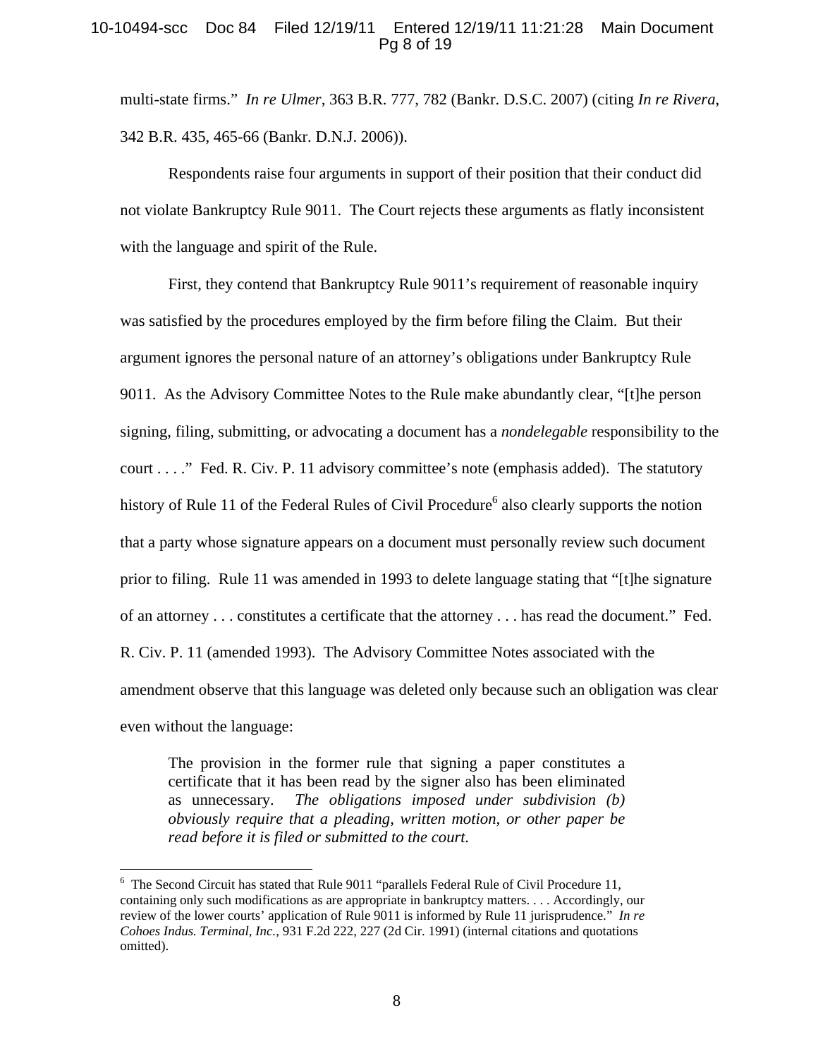multi-state firms." *In re Ulmer*, 363 B.R. 777, 782 (Bankr. D.S.C. 2007) (citing *In re Rivera*, 342 B.R. 435, 465-66 (Bankr. D.N.J. 2006)).

Respondents raise four arguments in support of their position that their conduct did not violate Bankruptcy Rule 9011. The Court rejects these arguments as flatly inconsistent with the language and spirit of the Rule.

First, they contend that Bankruptcy Rule 9011's requirement of reasonable inquiry was satisfied by the procedures employed by the firm before filing the Claim. But their argument ignores the personal nature of an attorney's obligations under Bankruptcy Rule 9011. As the Advisory Committee Notes to the Rule make abundantly clear, "[t]he person signing, filing, submitting, or advocating a document has a *nondelegable* responsibility to the court . . . ." Fed. R. Civ. P. 11 advisory committee's note (emphasis added). The statutory history of Rule 11 of the Federal Rules of Civil Procedure[6] also clearly supports the notion that a party whose signature appears on a document must personally review such document prior to filing. Rule 11 was amended in 1993 to delete language stating that "[t]he signature of an attorney . . . constitutes a certificate that the attorney . . . has read the document." Fed. R. Civ. P. 11 (amended 1993). The Advisory Committee Notes associated with the amendment observe that this language was deleted only because such an obligation was clear even without the language:

> The provision in the former rule that signing a paper constitutes a certificate that it has been read by the signer also has been eliminated as unnecessary. *The obligations imposed under subdivision (b) obviously require that a pleading, written motion, or other paper be read before it is filed or submitted to the court.*

---

[6] The Second Circuit has stated that Rule 9011 "parallels Federal Rule of Civil Procedure 11, containing only such modifications as are appropriate in bankruptcy matters. . . . Accordingly, our review of the lower courts' application of Rule 9011 is informed by Rule 11 jurisprudence." *In re Cohoes Indus. Terminal, Inc.*, 931 F.2d 222, 227 (2d Cir. 1991) (internal citations and quotations omitted).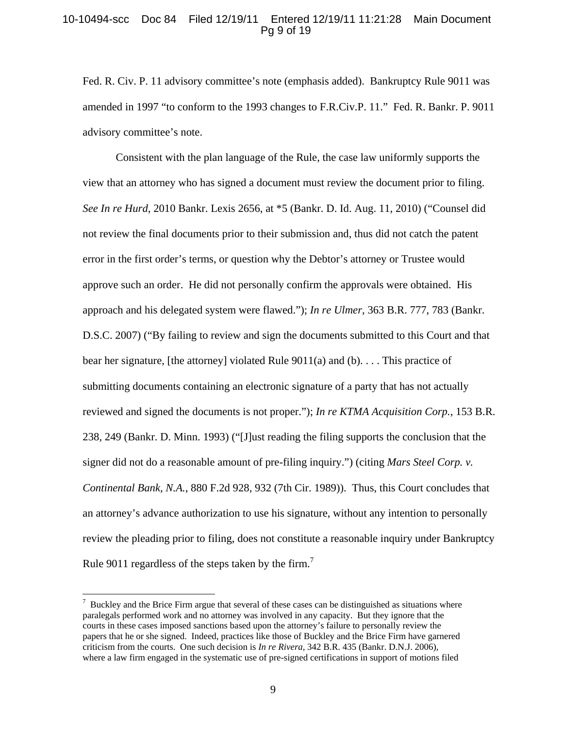Fed. R. Civ. P. 11 advisory committee's note (emphasis added). Bankruptcy Rule 9011 was amended in 1997 "to conform to the 1993 changes to F.R.Civ.P. 11." Fed. R. Bankr. P. 9011 advisory committee's note.

Consistent with the plan language of the Rule, the case law uniformly supports the view that an attorney who has signed a document must review the document prior to filing. *See In re Hurd*, 2010 Bankr. Lexis 2656, at *5 (Bankr. D. Id. Aug. 11, 2010) ("Counsel did not review the final documents prior to their submission and, thus did not catch the patent error in the first order's terms, or question why the Debtor's attorney or Trustee would approve such an order. He did not personally confirm the approvals were obtained. His approach and his delegated system were flawed."); *In re Ulmer*, 363 B.R. 777, 783 (Bankr. D.S.C. 2007) ("By failing to review and sign the documents submitted to this Court and that bear her signature, [the attorney] violated Rule 9011(a) and (b). . . . This practice of submitting documents containing an electronic signature of a party that has not actually reviewed and signed the documents is not proper."); *In re KTMA Acquisition Corp.*, 153 B.R. 238, 249 (Bankr. D. Minn. 1993) ("[J]ust reading the filing supports the conclusion that the signer did not do a reasonable amount of pre-filing inquiry.") (citing *Mars Steel Corp. v. Continental Bank, N.A.*, 880 F.2d 928, 932 (7th Cir. 1989)). Thus, this Court concludes that an attorney's advance authorization to use his signature, without any intention to personally review the pleading prior to filing, does not constitute a reasonable inquiry under Bankruptcy Rule 9011 regardless of the steps taken by the firm.[7]

---

[7] Buckley and the Brice Firm argue that several of these cases can be distinguished as situations where paralegals performed work and no attorney was involved in any capacity. But they ignore that the courts in these cases imposed sanctions based upon the attorney's failure to personally review the papers that he or she signed. Indeed, practices like those of Buckley and the Brice Firm have garnered criticism from the courts. One such decision is *In re Rivera*, 342 B.R. 435 (Bankr. D.N.J. 2006), where a law firm engaged in the systematic use of pre-signed certifications in support of motions filed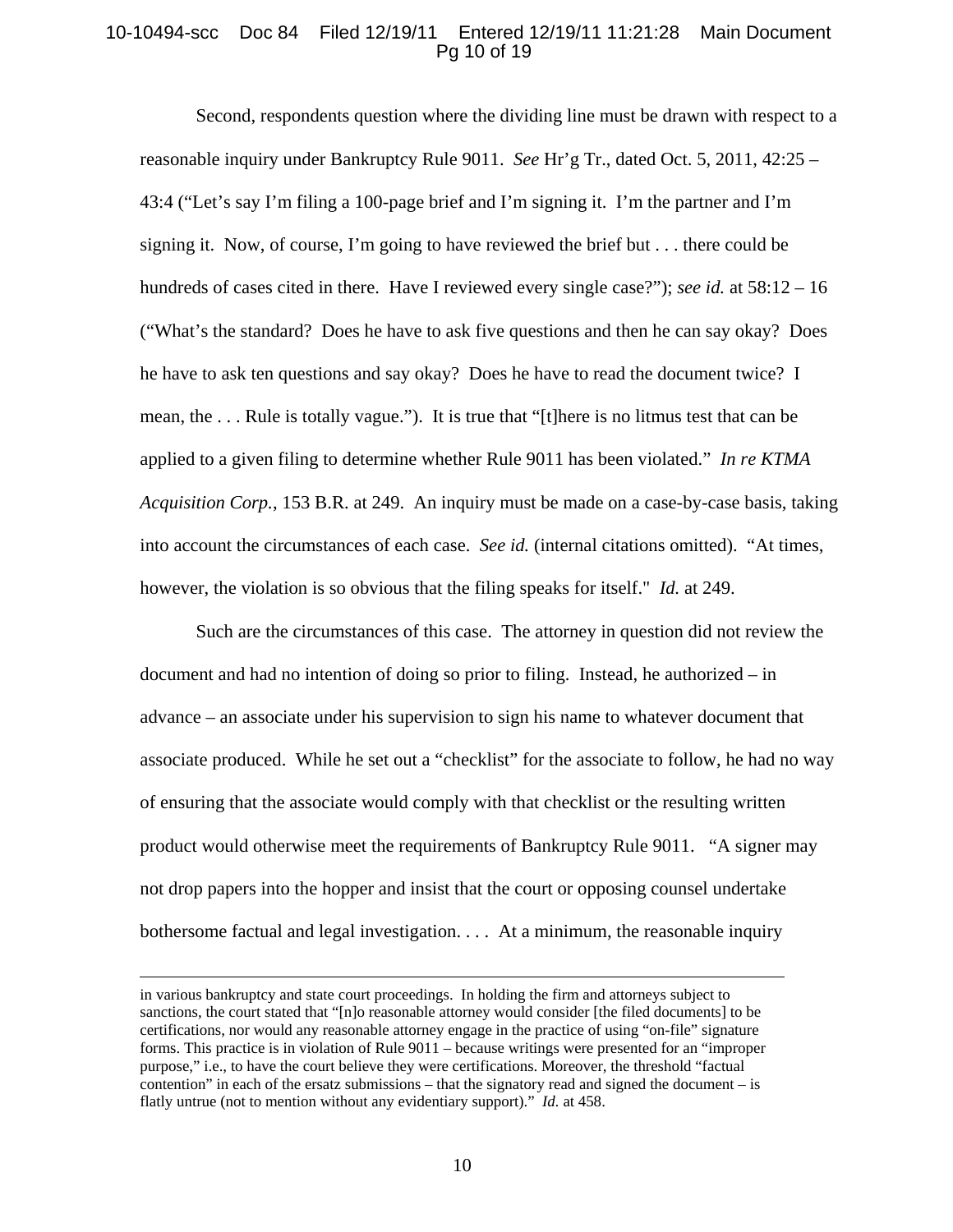Second, respondents question where the dividing line must be drawn with respect to a reasonable inquiry under Bankruptcy Rule 9011. *See* Hr'g Tr., dated Oct. 5, 2011, 42:25 – 43:4 ("Let's say I'm filing a 100-page brief and I'm signing it. I'm the partner and I'm signing it. Now, of course, I'm going to have reviewed the brief but . . . there could be hundreds of cases cited in there. Have I reviewed every single case?"); *see id.* at 58:12 – 16 ("What's the standard? Does he have to ask five questions and then he can say okay? Does he have to ask ten questions and say okay? Does he have to read the document twice? I mean, the . . . Rule is totally vague."). It is true that "[t]here is no litmus test that can be applied to a given filing to determine whether Rule 9011 has been violated." *In re KTMA Acquisition Corp.*, 153 B.R. at 249. An inquiry must be made on a case-by-case basis, taking into account the circumstances of each case. *See id.* (internal citations omitted). "At times, however, the violation is so obvious that the filing speaks for itself." *Id.* at 249.

Such are the circumstances of this case. The attorney in question did not review the document and had no intention of doing so prior to filing. Instead, he authorized – in advance – an associate under his supervision to sign his name to whatever document that associate produced. While he set out a "checklist" for the associate to follow, he had no way of ensuring that the associate would comply with that checklist or the resulting written product would otherwise meet the requirements of Bankruptcy Rule 9011. "A signer may not drop papers into the hopper and insist that the court or opposing counsel undertake bothersome factual and legal investigation. . . . At a minimum, the reasonable inquiry

---

in various bankruptcy and state court proceedings. In holding the firm and attorneys subject to sanctions, the court stated that "[n]o reasonable attorney would consider [the filed documents] to be certifications, nor would any reasonable attorney engage in the practice of using "on-file" signature forms. This practice is in violation of Rule 9011 – because writings were presented for an "improper purpose," i.e., to have the court believe they were certifications. Moreover, the threshold "factual contention" in each of the ersatz submissions – that the signatory read and signed the document – is flatly untrue (not to mention without any evidentiary support)." *Id.* at 458.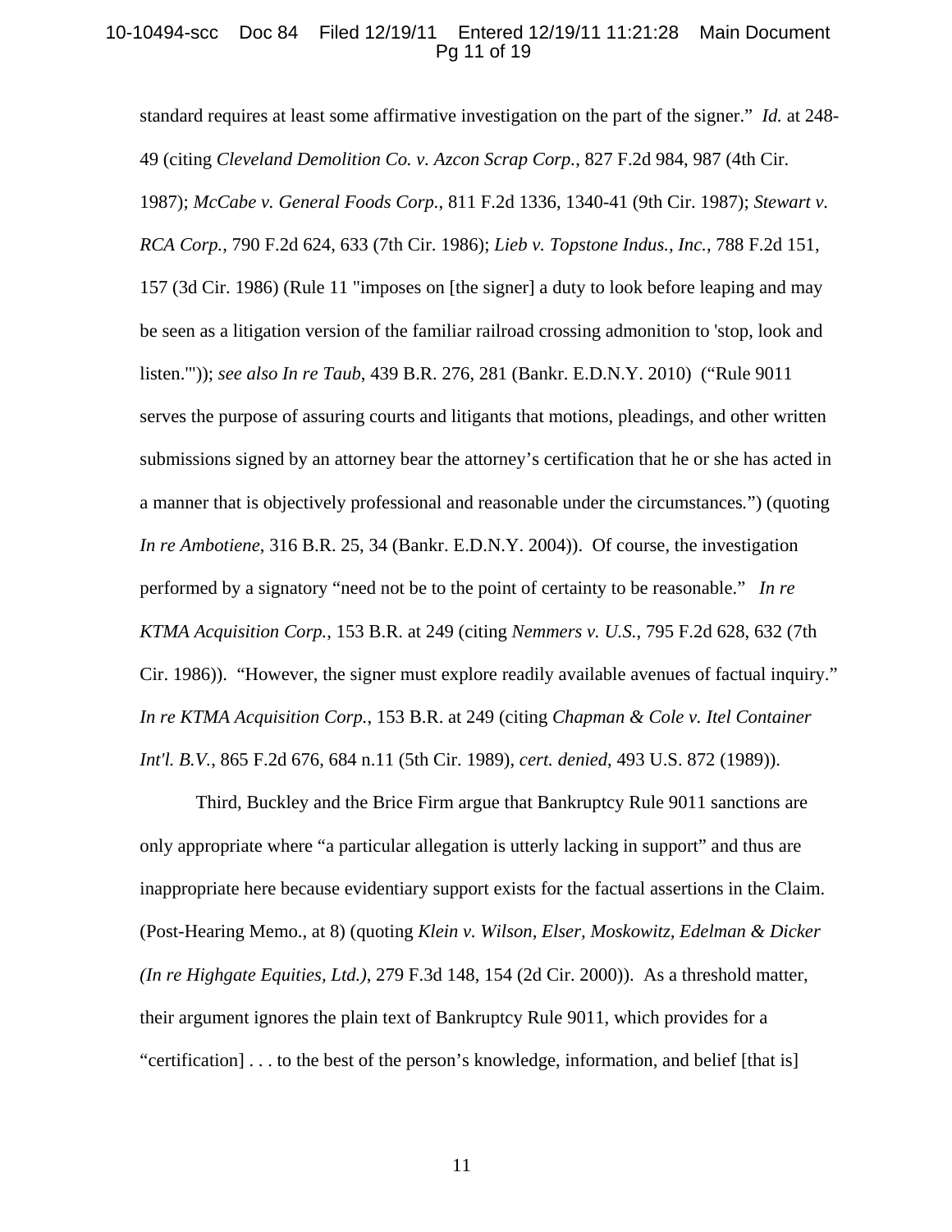standard requires at least some affirmative investigation on the part of the signer." *Id.* at 248-49 (citing *Cleveland Demolition Co. v. Azcon Scrap Corp.*, 827 F.2d 984, 987 (4th Cir. 1987); *McCabe v. General Foods Corp.*, 811 F.2d 1336, 1340-41 (9th Cir. 1987); *Stewart v. RCA Corp.*, 790 F.2d 624, 633 (7th Cir. 1986); *Lieb v. Topstone Indus., Inc.*, 788 F.2d 151, 157 (3d Cir. 1986) (Rule 11 "imposes on [the signer] a duty to look before leaping and may be seen as a litigation version of the familiar railroad crossing admonition to 'stop, look and listen.'")); *see also In re Taub*, 439 B.R. 276, 281 (Bankr. E.D.N.Y. 2010) ("Rule 9011 serves the purpose of assuring courts and litigants that motions, pleadings, and other written submissions signed by an attorney bear the attorney's certification that he or she has acted in a manner that is objectively professional and reasonable under the circumstances.") (quoting *In re Ambotiene*, 316 B.R. 25, 34 (Bankr. E.D.N.Y. 2004)). Of course, the investigation performed by a signatory "need not be to the point of certainty to be reasonable." *In re KTMA Acquisition Corp.*, 153 B.R. at 249 (citing *Nemmers v. U.S.*, 795 F.2d 628, 632 (7th Cir. 1986)). "However, the signer must explore readily available avenues of factual inquiry." *In re KTMA Acquisition Corp.*, 153 B.R. at 249 (citing *Chapman & Cole v. Itel Container Int'l. B.V.*, 865 F.2d 676, 684 n.11 (5th Cir. 1989), *cert. denied*, 493 U.S. 872 (1989)).

Third, Buckley and the Brice Firm argue that Bankruptcy Rule 9011 sanctions are only appropriate where "a particular allegation is utterly lacking in support" and thus are inappropriate here because evidentiary support exists for the factual assertions in the Claim. (Post-Hearing Memo., at 8) (quoting *Klein v. Wilson, Elser, Moskowitz, Edelman & Dicker (In re Highgate Equities, Ltd.)*, 279 F.3d 148, 154 (2d Cir. 2000)). As a threshold matter, their argument ignores the plain text of Bankruptcy Rule 9011, which provides for a "certification] . . . to the best of the person's knowledge, information, and belief [that is]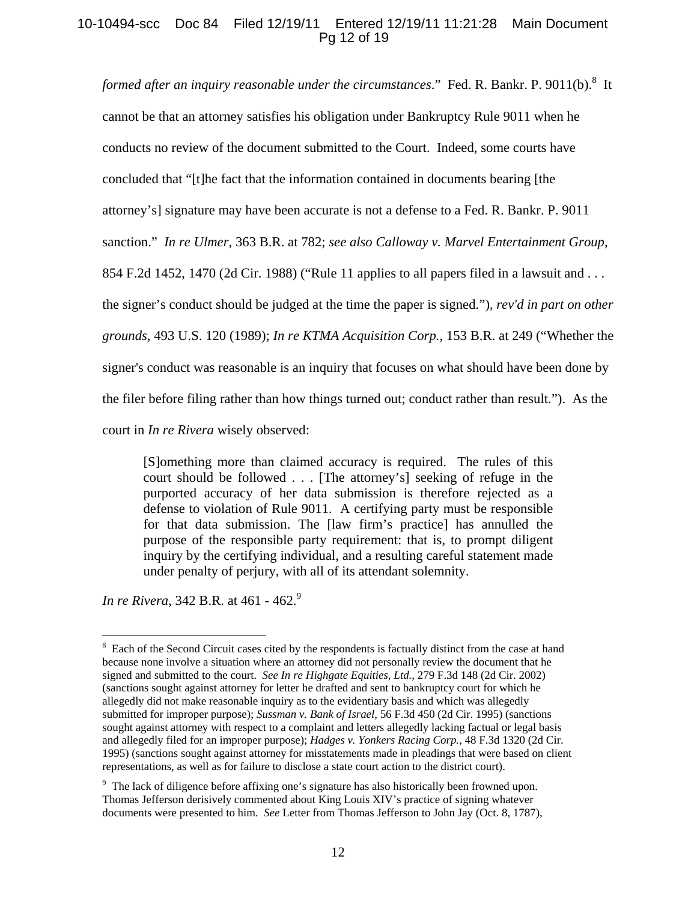*formed after an inquiry reasonable under the circumstances*." Fed. R. Bankr. P. 9011(b).[8] It cannot be that an attorney satisfies his obligation under Bankruptcy Rule 9011 when he conducts no review of the document submitted to the Court. Indeed, some courts have concluded that "[t]he fact that the information contained in documents bearing [the attorney's] signature may have been accurate is not a defense to a Fed. R. Bankr. P. 9011 sanction." *In re Ulmer*, 363 B.R. at 782; *see also Calloway v. Marvel Entertainment Group*, 854 F.2d 1452, 1470 (2d Cir. 1988) ("Rule 11 applies to all papers filed in a lawsuit and . . . the signer's conduct should be judged at the time the paper is signed."), *rev'd in part on other grounds*, 493 U.S. 120 (1989); *In re KTMA Acquisition Corp.*, 153 B.R. at 249 ("Whether the signer's conduct was reasonable is an inquiry that focuses on what should have been done by the filer before filing rather than how things turned out; conduct rather than result."). As the court in *In re Rivera* wisely observed:

> [S]omething more than claimed accuracy is required. The rules of this court should be followed . . . [The attorney's] seeking of refuge in the purported accuracy of her data submission is therefore rejected as a defense to violation of Rule 9011. A certifying party must be responsible for that data submission. The [law firm's practice] has annulled the purpose of the responsible party requirement: that is, to prompt diligent inquiry by the certifying individual, and a resulting careful statement made under penalty of perjury, with all of its attendant solemnity.

*In re Rivera*, 342 B.R. at 461 - 462.[9]

---

[8] Each of the Second Circuit cases cited by the respondents is factually distinct from the case at hand because none involve a situation where an attorney did not personally review the document that he signed and submitted to the court. *See In re Highgate Equities, Ltd.*, 279 F.3d 148 (2d Cir. 2002) (sanctions sought against attorney for letter he drafted and sent to bankruptcy court for which he allegedly did not make reasonable inquiry as to the evidentiary basis and which was allegedly submitted for improper purpose); *Sussman v. Bank of Israel*, 56 F.3d 450 (2d Cir. 1995) (sanctions sought against attorney with respect to a complaint and letters allegedly lacking factual or legal basis and allegedly filed for an improper purpose); *Hadges v. Yonkers Racing Corp.*, 48 F.3d 1320 (2d Cir. 1995) (sanctions sought against attorney for misstatements made in pleadings that were based on client representations, as well as for failure to disclose a state court action to the district court).

[9] The lack of diligence before affixing one's signature has also historically been frowned upon. Thomas Jefferson derisively commented about King Louis XIV's practice of signing whatever documents were presented to him. *See* Letter from Thomas Jefferson to John Jay (Oct. 8, 1787),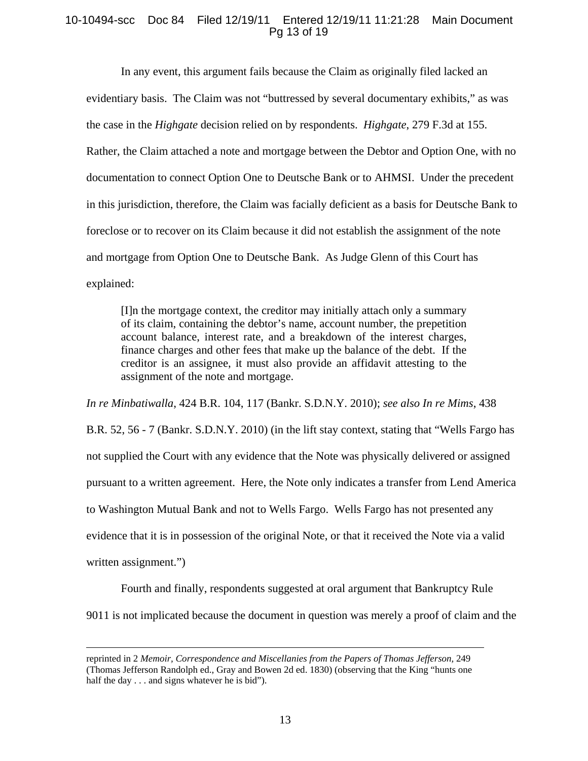In any event, this argument fails because the Claim as originally filed lacked an evidentiary basis. The Claim was not "buttressed by several documentary exhibits," as was the case in the *Highgate* decision relied on by respondents. *Highgate*, 279 F.3d at 155. Rather, the Claim attached a note and mortgage between the Debtor and Option One, with no documentation to connect Option One to Deutsche Bank or to AHMSI. Under the precedent in this jurisdiction, therefore, the Claim was facially deficient as a basis for Deutsche Bank to foreclose or to recover on its Claim because it did not establish the assignment of the note and mortgage from Option One to Deutsche Bank. As Judge Glenn of this Court has explained:

> [I]n the mortgage context, the creditor may initially attach only a summary of its claim, containing the debtor's name, account number, the prepetition account balance, interest rate, and a breakdown of the interest charges, finance charges and other fees that make up the balance of the debt. If the creditor is an assignee, it must also provide an affidavit attesting to the assignment of the note and mortgage.

*In re Minbatiwalla*, 424 B.R. 104, 117 (Bankr. S.D.N.Y. 2010); *see also In re Mims*, 438 B.R. 52, 56 - 7 (Bankr. S.D.N.Y. 2010) (in the lift stay context, stating that "Wells Fargo has not supplied the Court with any evidence that the Note was physically delivered or assigned pursuant to a written agreement. Here, the Note only indicates a transfer from Lend America to Washington Mutual Bank and not to Wells Fargo. Wells Fargo has not presented any evidence that it is in possession of the original Note, or that it received the Note via a valid written assignment.")

Fourth and finally, respondents suggested at oral argument that Bankruptcy Rule 9011 is not implicated because the document in question was merely a proof of claim and the

---

reprinted in 2 *Memoir, Correspondence and Miscellanies from the Papers of Thomas Jefferson*, 249 (Thomas Jefferson Randolph ed., Gray and Bowen 2d ed. 1830) (observing that the King "hunts one half the day . . . and signs whatever he is bid").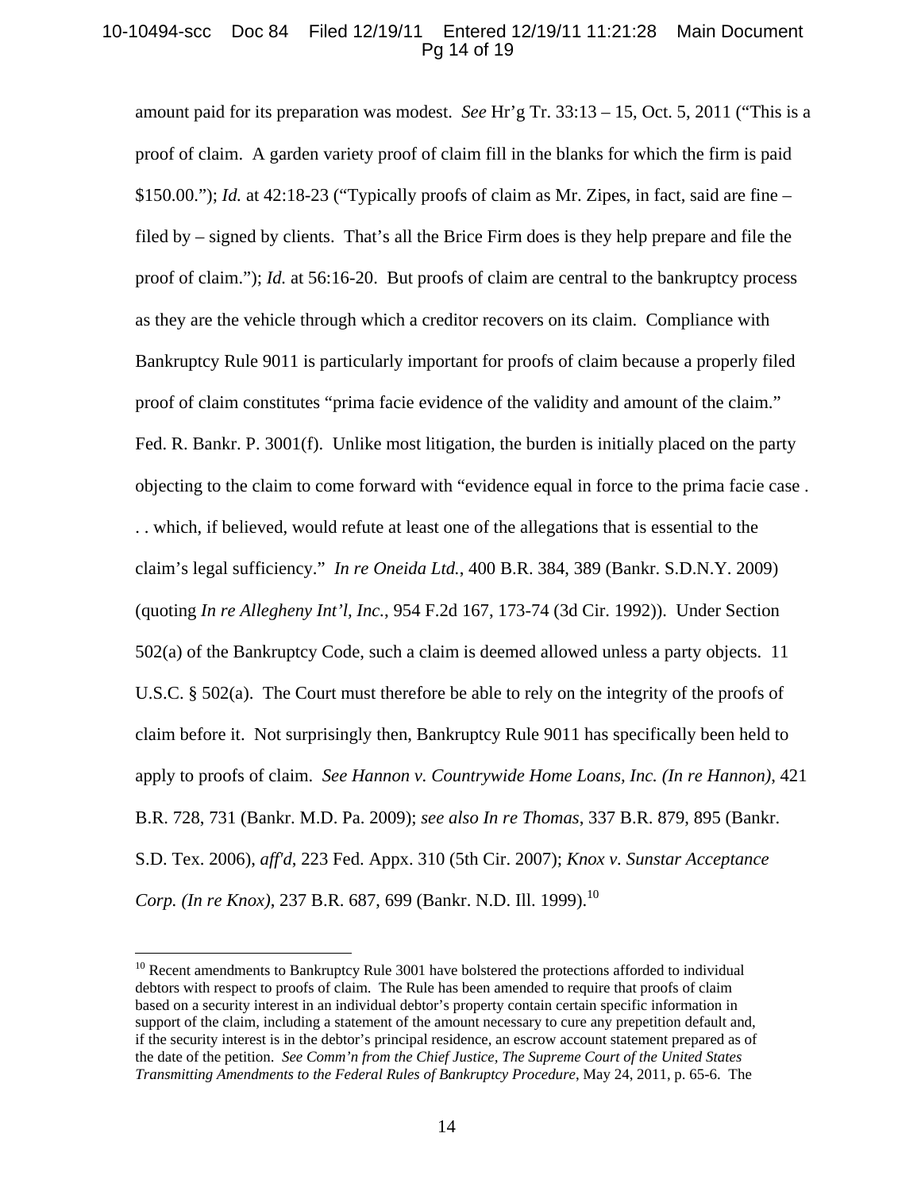amount paid for its preparation was modest. *See* Hr'g Tr. 33:13 – 15, Oct. 5, 2011 ("This is a proof of claim. A garden variety proof of claim fill in the blanks for which the firm is paid $150.00."); *Id.* at 42:18-23 ("Typically proofs of claim as Mr. Zipes, in fact, said are fine – filed by – signed by clients. That's all the Brice Firm does is they help prepare and file the proof of claim."); *Id.* at 56:16-20. But proofs of claim are central to the bankruptcy process as they are the vehicle through which a creditor recovers on its claim. Compliance with Bankruptcy Rule 9011 is particularly important for proofs of claim because a properly filed proof of claim constitutes "prima facie evidence of the validity and amount of the claim." Fed. R. Bankr. P. 3001(f). Unlike most litigation, the burden is initially placed on the party objecting to the claim to come forward with "evidence equal in force to the prima facie case . . . which, if believed, would refute at least one of the allegations that is essential to the claim's legal sufficiency." *In re Oneida Ltd.*, 400 B.R. 384, 389 (Bankr. S.D.N.Y. 2009) (quoting *In re Allegheny Int'l, Inc.*, 954 F.2d 167, 173-74 (3d Cir. 1992)). Under Section 502(a) of the Bankruptcy Code, such a claim is deemed allowed unless a party objects. 11 U.S.C. § 502(a). The Court must therefore be able to rely on the integrity of the proofs of claim before it. Not surprisingly then, Bankruptcy Rule 9011 has specifically been held to apply to proofs of claim. *See Hannon v. Countrywide Home Loans, Inc. (In re Hannon)*, 421 B.R. 728, 731 (Bankr. M.D. Pa. 2009); *see also In re Thomas*, 337 B.R. 879, 895 (Bankr. S.D. Tex. 2006), *aff'd*, 223 Fed. Appx. 310 (5th Cir. 2007); *Knox v. Sunstar Acceptance Corp. (In re Knox)*, 237 B.R. 687, 699 (Bankr. N.D. Ill. 1999).[10]

---

[10] Recent amendments to Bankruptcy Rule 3001 have bolstered the protections afforded to individual debtors with respect to proofs of claim. The Rule has been amended to require that proofs of claim based on a security interest in an individual debtor's property contain certain specific information in support of the claim, including a statement of the amount necessary to cure any prepetition default and, if the security interest is in the debtor's principal residence, an escrow account statement prepared as of the date of the petition. *See Comm'n from the Chief Justice, The Supreme Court of the United States Transmitting Amendments to the Federal Rules of Bankruptcy Procedure*, May 24, 2011, p. 65-6. The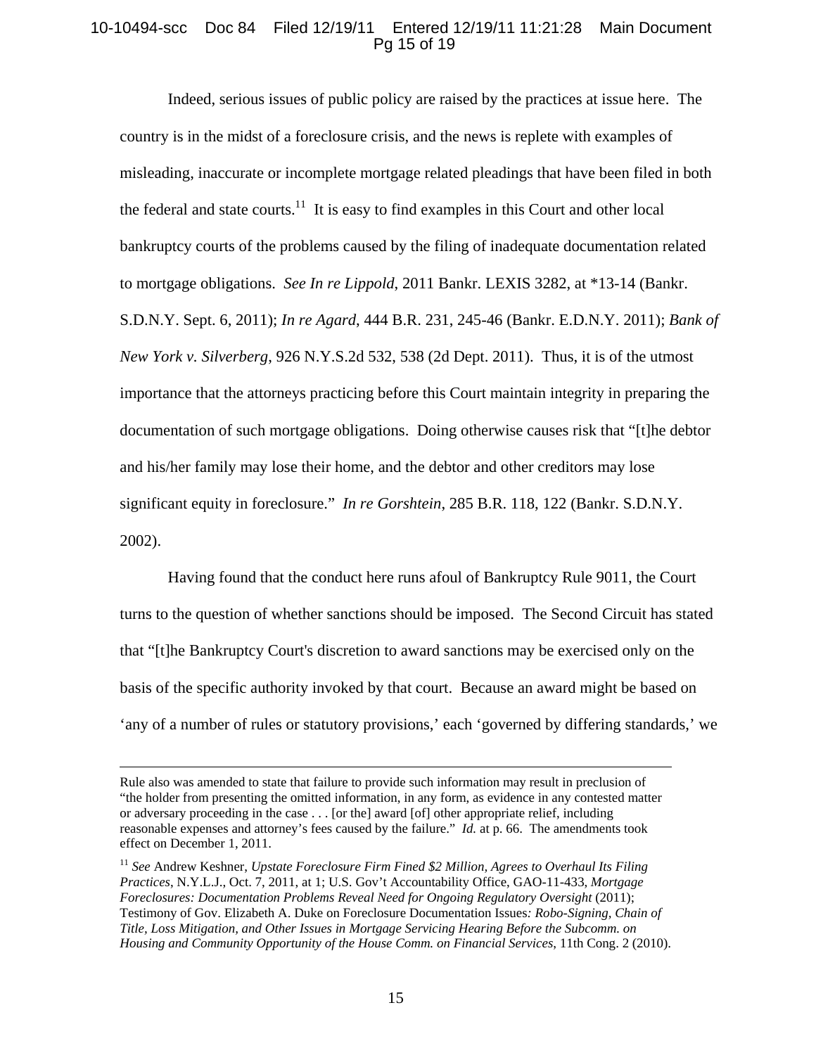Indeed, serious issues of public policy are raised by the practices at issue here. The country is in the midst of a foreclosure crisis, and the news is replete with examples of misleading, inaccurate or incomplete mortgage related pleadings that have been filed in both the federal and state courts.[11] It is easy to find examples in this Court and other local bankruptcy courts of the problems caused by the filing of inadequate documentation related to mortgage obligations. *See In re Lippold*, 2011 Bankr. LEXIS 3282, at *13-14 (Bankr. S.D.N.Y. Sept. 6, 2011); *In re Agard*, 444 B.R. 231, 245-46 (Bankr. E.D.N.Y. 2011); *Bank of New York v. Silverberg*, 926 N.Y.S.2d 532, 538 (2d Dept. 2011). Thus, it is of the utmost importance that the attorneys practicing before this Court maintain integrity in preparing the documentation of such mortgage obligations. Doing otherwise causes risk that "[t]he debtor and his/her family may lose their home, and the debtor and other creditors may lose significant equity in foreclosure." *In re Gorshtein*, 285 B.R. 118, 122 (Bankr. S.D.N.Y. 2002).

Having found that the conduct here runs afoul of Bankruptcy Rule 9011, the Court turns to the question of whether sanctions should be imposed. The Second Circuit has stated that "[t]he Bankruptcy Court's discretion to award sanctions may be exercised only on the basis of the specific authority invoked by that court. Because an award might be based on 'any of a number of rules or statutory provisions,' each 'governed by differing standards,' we

---

Rule also was amended to state that failure to provide such information may result in preclusion of "the holder from presenting the omitted information, in any form, as evidence in any contested matter or adversary proceeding in the case . . . [or the] award [of] other appropriate relief, including reasonable expenses and attorney's fees caused by the failure." *Id.* at p. 66. The amendments took effect on December 1, 2011.

[11] *See* Andrew Keshner, *Upstate Foreclosure Firm Fined $2 Million, Agrees to Overhaul Its Filing Practices*, N.Y.L.J., Oct. 7, 2011, at 1; U.S. Gov't Accountability Office, GAO-11-433, *Mortgage Foreclosures: Documentation Problems Reveal Need for Ongoing Regulatory Oversight* (2011); Testimony of Gov. Elizabeth A. Duke on Foreclosure Documentation Issues*: Robo-Signing, Chain of Title, Loss Mitigation, and Other Issues in Mortgage Servicing Hearing Before the Subcomm. on Housing and Community Opportunity of the House Comm. on Financial Services*, 11th Cong. 2 (2010).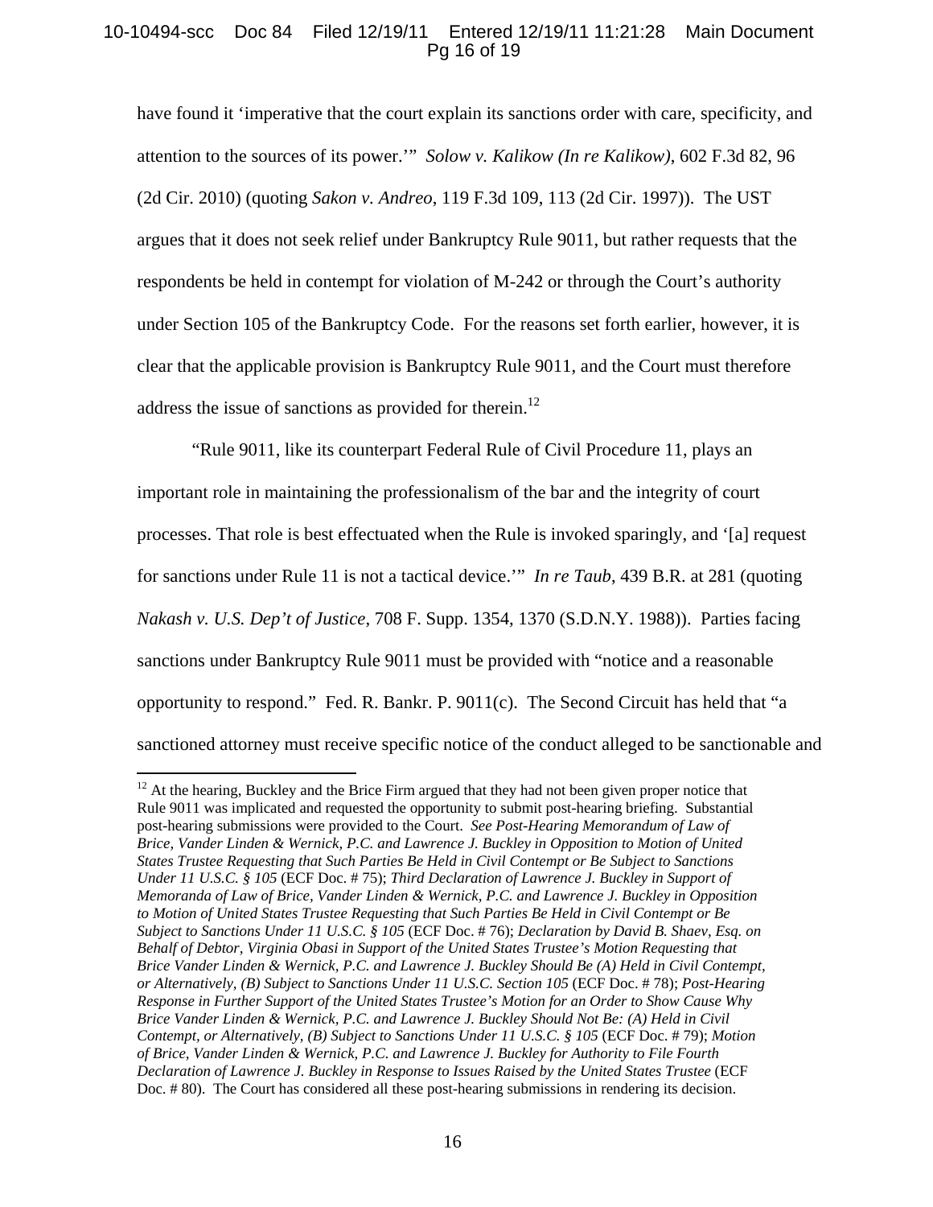have found it 'imperative that the court explain its sanctions order with care, specificity, and attention to the sources of its power.'" *Solow v. Kalikow (In re Kalikow)*, 602 F.3d 82, 96 (2d Cir. 2010) (quoting *Sakon v. Andreo*, 119 F.3d 109, 113 (2d Cir. 1997)). The UST argues that it does not seek relief under Bankruptcy Rule 9011, but rather requests that the respondents be held in contempt for violation of M-242 or through the Court's authority under Section 105 of the Bankruptcy Code. For the reasons set forth earlier, however, it is clear that the applicable provision is Bankruptcy Rule 9011, and the Court must therefore address the issue of sanctions as provided for therein.[12]

"Rule 9011, like its counterpart Federal Rule of Civil Procedure 11, plays an important role in maintaining the professionalism of the bar and the integrity of court processes. That role is best effectuated when the Rule is invoked sparingly, and '[a] request for sanctions under Rule 11 is not a tactical device.'" *In re Taub*, 439 B.R. at 281 (quoting *Nakash v. U.S. Dep't of Justice*, 708 F. Supp. 1354, 1370 (S.D.N.Y. 1988)). Parties facing sanctions under Bankruptcy Rule 9011 must be provided with "notice and a reasonable opportunity to respond." Fed. R. Bankr. P. 9011(c). The Second Circuit has held that "a sanctioned attorney must receive specific notice of the conduct alleged to be sanctionable and

---

[12] At the hearing, Buckley and the Brice Firm argued that they had not been given proper notice that Rule 9011 was implicated and requested the opportunity to submit post-hearing briefing. Substantial post-hearing submissions were provided to the Court. *See Post-Hearing Memorandum of Law of Brice, Vander Linden & Wernick, P.C. and Lawrence J. Buckley in Opposition to Motion of United States Trustee Requesting that Such Parties Be Held in Civil Contempt or Be Subject to Sanctions Under 11 U.S.C. § 105* (ECF Doc. # 75); *Third Declaration of Lawrence J. Buckley in Support of Memoranda of Law of Brice, Vander Linden & Wernick, P.C. and Lawrence J. Buckley in Opposition to Motion of United States Trustee Requesting that Such Parties Be Held in Civil Contempt or Be Subject to Sanctions Under 11 U.S.C. § 105* (ECF Doc. # 76); *Declaration by David B. Shaev, Esq. on Behalf of Debtor, Virginia Obasi in Support of the United States Trustee's Motion Requesting that Brice Vander Linden & Wernick, P.C. and Lawrence J. Buckley Should Be (A) Held in Civil Contempt, or Alternatively, (B) Subject to Sanctions Under 11 U.S.C. Section 105* (ECF Doc. # 78); *Post-Hearing Response in Further Support of the United States Trustee's Motion for an Order to Show Cause Why Brice Vander Linden & Wernick, P.C. and Lawrence J. Buckley Should Not Be: (A) Held in Civil Contempt, or Alternatively, (B) Subject to Sanctions Under 11 U.S.C. § 105* (ECF Doc. # 79); *Motion of Brice, Vander Linden & Wernick, P.C. and Lawrence J. Buckley for Authority to File Fourth Declaration of Lawrence J. Buckley in Response to Issues Raised by the United States Trustee* (ECF Doc. # 80). The Court has considered all these post-hearing submissions in rendering its decision.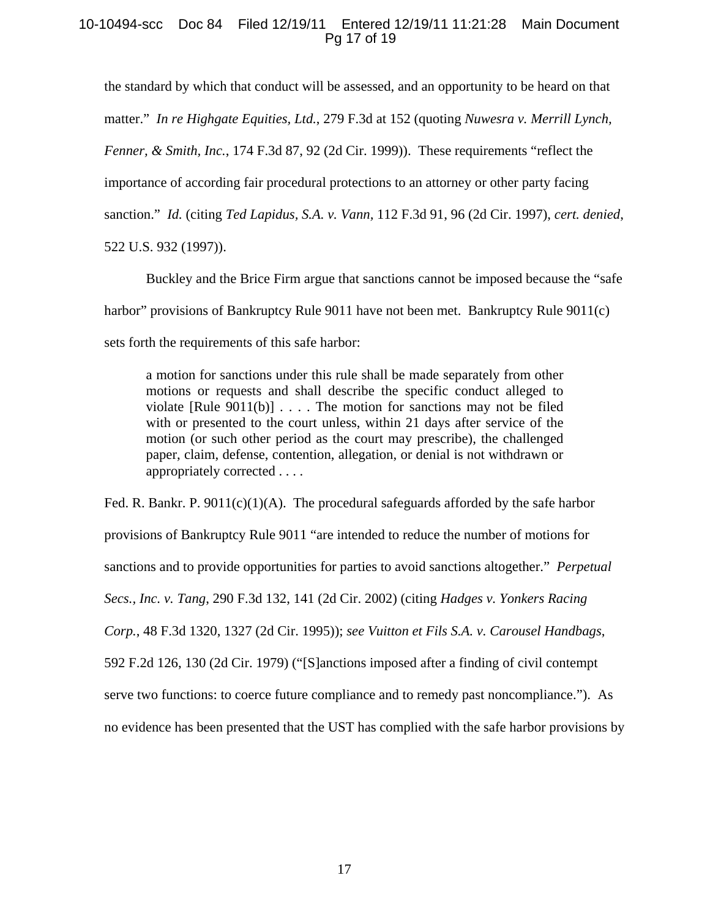the standard by which that conduct will be assessed, and an opportunity to be heard on that matter." *In re Highgate Equities, Ltd.*, 279 F.3d at 152 (quoting *Nuwesra v. Merrill Lynch, Fenner, & Smith, Inc.*, 174 F.3d 87, 92 (2d Cir. 1999)). These requirements "reflect the importance of according fair procedural protections to an attorney or other party facing sanction." *Id.* (citing *Ted Lapidus, S.A. v. Vann*, 112 F.3d 91, 96 (2d Cir. 1997), *cert. denied*, 522 U.S. 932 (1997)).

Buckley and the Brice Firm argue that sanctions cannot be imposed because the "safe harbor" provisions of Bankruptcy Rule 9011 have not been met. Bankruptcy Rule 9011(c) sets forth the requirements of this safe harbor:

> a motion for sanctions under this rule shall be made separately from other motions or requests and shall describe the specific conduct alleged to violate [Rule 9011(b)] . . . . The motion for sanctions may not be filed with or presented to the court unless, within 21 days after service of the motion (or such other period as the court may prescribe), the challenged paper, claim, defense, contention, allegation, or denial is not withdrawn or appropriately corrected . . . .

Fed. R. Bankr. P. 9011(c)(1)(A). The procedural safeguards afforded by the safe harbor provisions of Bankruptcy Rule 9011 "are intended to reduce the number of motions for sanctions and to provide opportunities for parties to avoid sanctions altogether." *Perpetual Secs., Inc. v. Tang*, 290 F.3d 132, 141 (2d Cir. 2002) (citing *Hadges v. Yonkers Racing Corp.*, 48 F.3d 1320, 1327 (2d Cir. 1995)); *see Vuitton et Fils S.A. v. Carousel Handbags*, 592 F.2d 126, 130 (2d Cir. 1979) ("[S]anctions imposed after a finding of civil contempt serve two functions: to coerce future compliance and to remedy past noncompliance."). As no evidence has been presented that the UST has complied with the safe harbor provisions by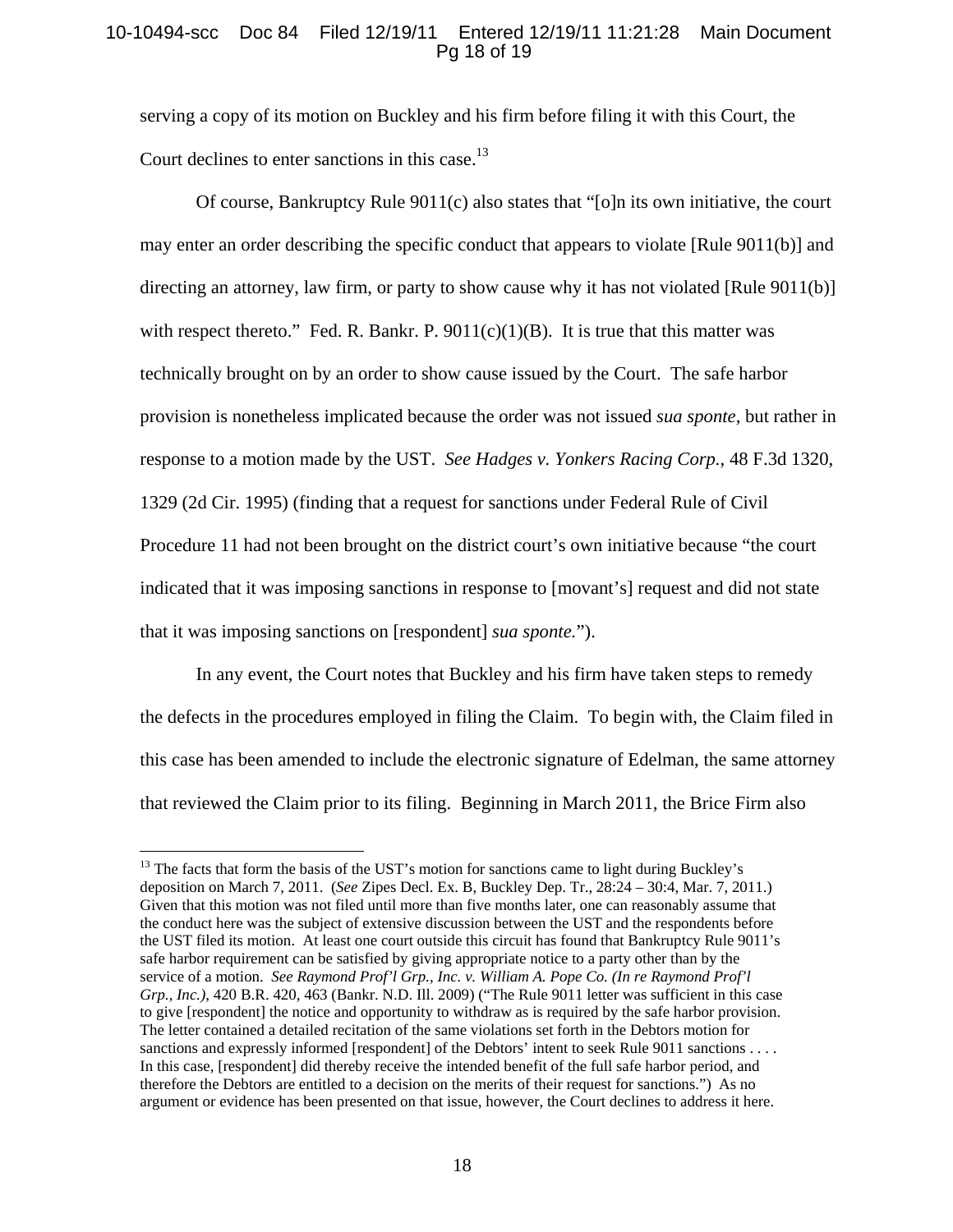serving a copy of its motion on Buckley and his firm before filing it with this Court, the Court declines to enter sanctions in this case.[13]

Of course, Bankruptcy Rule 9011(c) also states that "[o]n its own initiative, the court may enter an order describing the specific conduct that appears to violate [Rule 9011(b)] and directing an attorney, law firm, or party to show cause why it has not violated [Rule 9011(b)] with respect thereto." Fed. R. Bankr. P. 9011(c)(1)(B). It is true that this matter was technically brought on by an order to show cause issued by the Court. The safe harbor provision is nonetheless implicated because the order was not issued *sua sponte*, but rather in response to a motion made by the UST. *See Hadges v. Yonkers Racing Corp.*, 48 F.3d 1320, 1329 (2d Cir. 1995) (finding that a request for sanctions under Federal Rule of Civil Procedure 11 had not been brought on the district court's own initiative because "the court indicated that it was imposing sanctions in response to [movant's] request and did not state that it was imposing sanctions on [respondent] *sua sponte.*").

In any event, the Court notes that Buckley and his firm have taken steps to remedy the defects in the procedures employed in filing the Claim. To begin with, the Claim filed in this case has been amended to include the electronic signature of Edelman, the same attorney that reviewed the Claim prior to its filing. Beginning in March 2011, the Brice Firm also

---

[13] The facts that form the basis of the UST's motion for sanctions came to light during Buckley's deposition on March 7, 2011. (*See* Zipes Decl. Ex. B, Buckley Dep. Tr., 28:24 – 30:4, Mar. 7, 2011.) Given that this motion was not filed until more than five months later, one can reasonably assume that the conduct here was the subject of extensive discussion between the UST and the respondents before the UST filed its motion. At least one court outside this circuit has found that Bankruptcy Rule 9011's safe harbor requirement can be satisfied by giving appropriate notice to a party other than by the service of a motion. *See Raymond Prof'l Grp., Inc. v. William A. Pope Co. (In re Raymond Prof'l Grp., Inc.)*, 420 B.R. 420, 463 (Bankr. N.D. Ill. 2009) ("The Rule 9011 letter was sufficient in this case to give [respondent] the notice and opportunity to withdraw as is required by the safe harbor provision. The letter contained a detailed recitation of the same violations set forth in the Debtors motion for sanctions and expressly informed [respondent] of the Debtors' intent to seek Rule 9011 sanctions . . . . In this case, [respondent] did thereby receive the intended benefit of the full safe harbor period, and therefore the Debtors are entitled to a decision on the merits of their request for sanctions.") As no argument or evidence has been presented on that issue, however, the Court declines to address it here.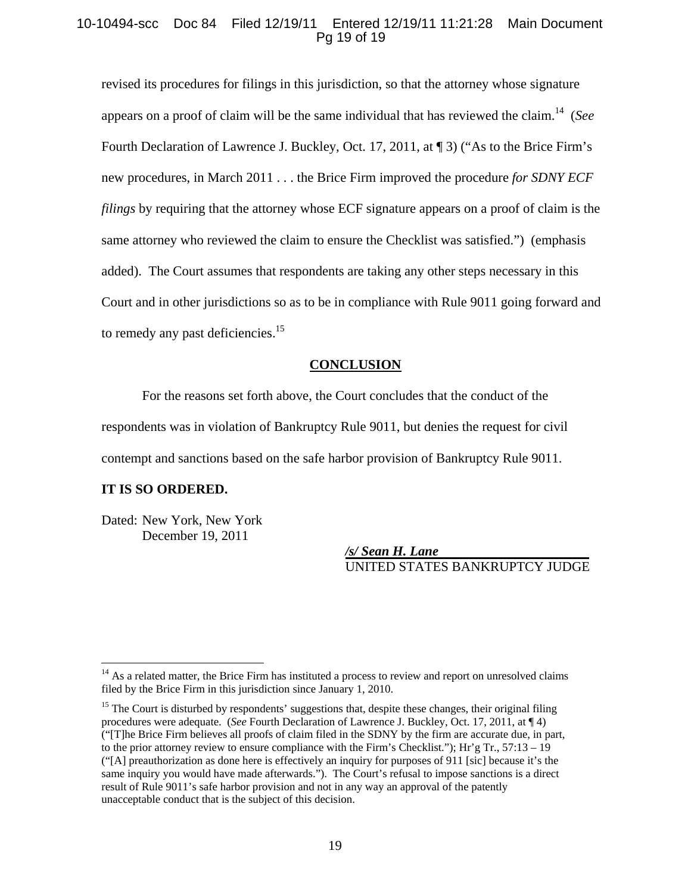revised its procedures for filings in this jurisdiction, so that the attorney whose signature appears on a proof of claim will be the same individual that has reviewed the claim.[14] (*See* Fourth Declaration of Lawrence J. Buckley, Oct. 17, 2011, at ¶ 3) ("As to the Brice Firm's new procedures, in March 2011 . . . the Brice Firm improved the procedure *for SDNY ECF filings* by requiring that the attorney whose ECF signature appears on a proof of claim is the same attorney who reviewed the claim to ensure the Checklist was satisfied.") (emphasis added). The Court assumes that respondents are taking any other steps necessary in this Court and in other jurisdictions so as to be in compliance with Rule 9011 going forward and to remedy any past deficiencies.[15]

## CONCLUSION

For the reasons set forth above, the Court concludes that the conduct of the respondents was in violation of Bankruptcy Rule 9011, but denies the request for civil contempt and sanctions based on the safe harbor provision of Bankruptcy Rule 9011.

**IT IS SO ORDERED.**

Dated: New York, New York
December 19, 2011

***/s/ Sean H. Lane***
UNITED STATES BANKRUPTCY JUDGE

---

[14] As a related matter, the Brice Firm has instituted a process to review and report on unresolved claims filed by the Brice Firm in this jurisdiction since January 1, 2010.

[15] The Court is disturbed by respondents' suggestions that, despite these changes, their original filing procedures were adequate. (*See* Fourth Declaration of Lawrence J. Buckley, Oct. 17, 2011, at ¶ 4) ("[T]he Brice Firm believes all proofs of claim filed in the SDNY by the firm are accurate due, in part, to the prior attorney review to ensure compliance with the Firm's Checklist."); Hr'g Tr., 57:13 – 19 ("[A] preauthorization as done here is effectively an inquiry for purposes of 911 [sic] because it's the same inquiry you would have made afterwards."). The Court's refusal to impose sanctions is a direct result of Rule 9011's safe harbor provision and not in any way an approval of the patently unacceptable conduct that is the subject of this decision.